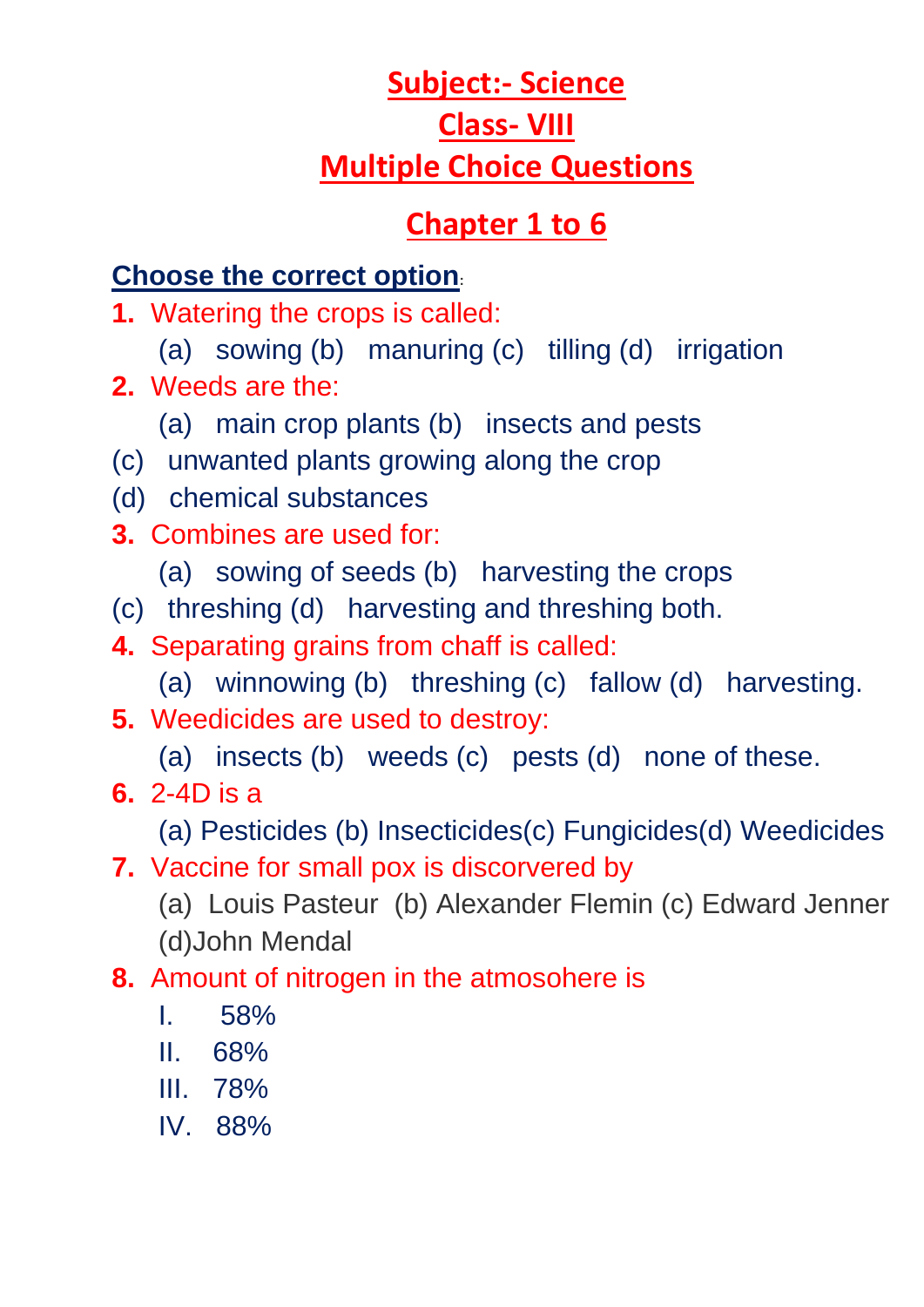# Subject:- Science

## Class- VIII

## Multiple Choice Questions

## Chapter 1 to 6

**Choose the correct option**:

1. Watering the crops is called:
   (a) sowing (b) manuring (c) tilling (d) irrigation
2. Weeds are the:
   (a) main crop plants (b) insects and pests
   (c) unwanted plants growing along the crop
   (d) chemical substances
3. Combines are used for:
   (a) sowing of seeds (b) harvesting the crops
   (c) threshing (d) harvesting and threshing both.
4. Separating grains from chaff is called:
   (a) winnowing (b) threshing (c) fallow (d) harvesting.
5. Weedicides are used to destroy:
   (a) insects (b) weeds (c) pests (d) none of these.
6. 2-4D is a
   (a) Pesticides (b) Insecticides(c) Fungicides(d) Weedicides
7. Vaccine for small pox is discorvered by
   (a) Louis Pasteur (b) Alexander Flemin (c) Edward Jenner (d)John Mendal
8. Amount of nitrogen in the atmosohere is
   I. 58%
   II. 68%
   III. 78%
   IV. 88%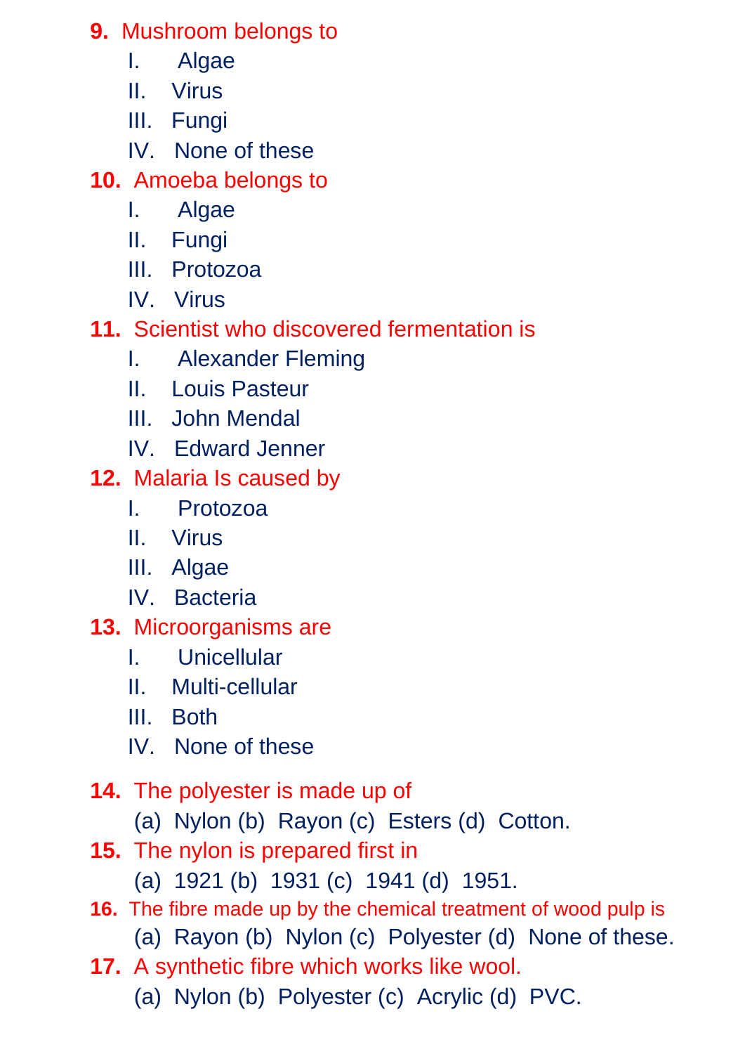**9.** Mushroom belongs to

I. Algae
II. Virus
III. Fungi
IV. None of these

**10.** Amoeba belongs to

I. Algae
II. Fungi
III. Protozoa
IV. Virus

**11.** Scientist who discovered fermentation is

I. Alexander Fleming
II. Louis Pasteur
III. John Mendal
IV. Edward Jenner

**12.** Malaria Is caused by

I. Protozoa
II. Virus
III. Algae
IV. Bacteria

**13.** Microorganisms are

I. Unicellular
II. Multi-cellular
III. Both
IV. None of these

**14.** The polyester is made up of

(a) Nylon (b) Rayon (c) Esters (d) Cotton.

**15.** The nylon is prepared first in

(a) 1921 (b) 1931 (c) 1941 (d) 1951.

**16.** The fibre made up by the chemical treatment of wood pulp is

(a) Rayon (b) Nylon (c) Polyester (d) None of these.

**17.** A synthetic fibre which works like wool.

(a) Nylon (b) Polyester (c) Acrylic (d) PVC.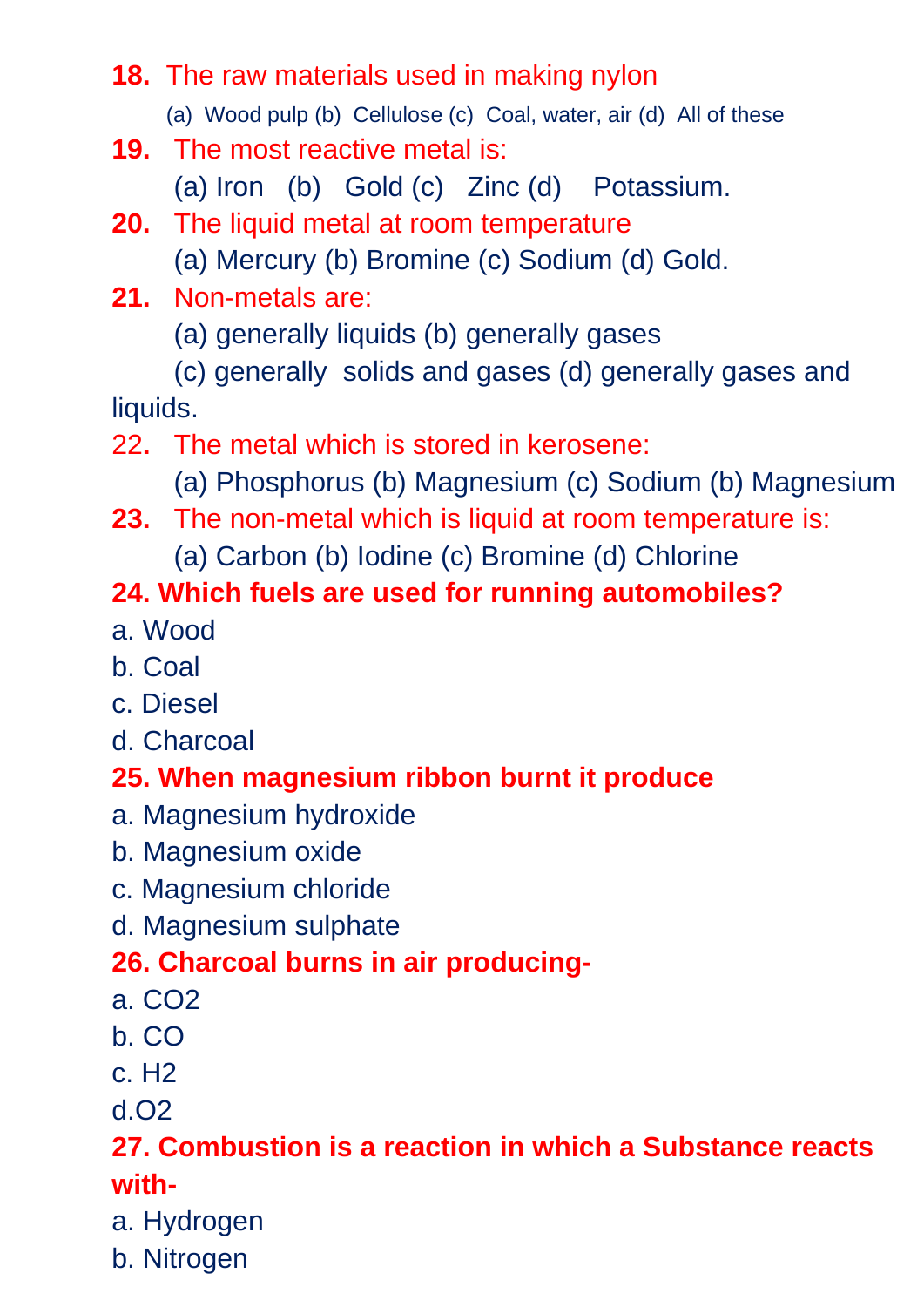**18.** The raw materials used in making nylon

(a) Wood pulp (b) Cellulose (c) Coal, water, air (d) All of these

**19.** The most reactive metal is:

(a) Iron (b) Gold (c) Zinc (d) Potassium.

**20.** The liquid metal at room temperature

(a) Mercury (b) Bromine (c) Sodium (d) Gold.

**21.** Non-metals are:

(a) generally liquids (b) generally gases

(c) generally solids and gases (d) generally gases and liquids.

22. The metal which is stored in kerosene:

(a) Phosphorus (b) Magnesium (c) Sodium (b) Magnesium

**23.** The non-metal which is liquid at room temperature is:

(a) Carbon (b) Iodine (c) Bromine (d) Chlorine

**24. Which fuels are used for running automobiles?**

a. Wood

b. Coal

c. Diesel

d. Charcoal

**25. When magnesium ribbon burnt it produce**

a. Magnesium hydroxide

b. Magnesium oxide

c. Magnesium chloride

d. Magnesium sulphate

**26. Charcoal burns in air producing-**

a. $CO_2$

b. CO

c. $H_2$

d. $O_2$

**27. Combustion is a reaction in which a Substance reacts with-**

a. Hydrogen

b. Nitrogen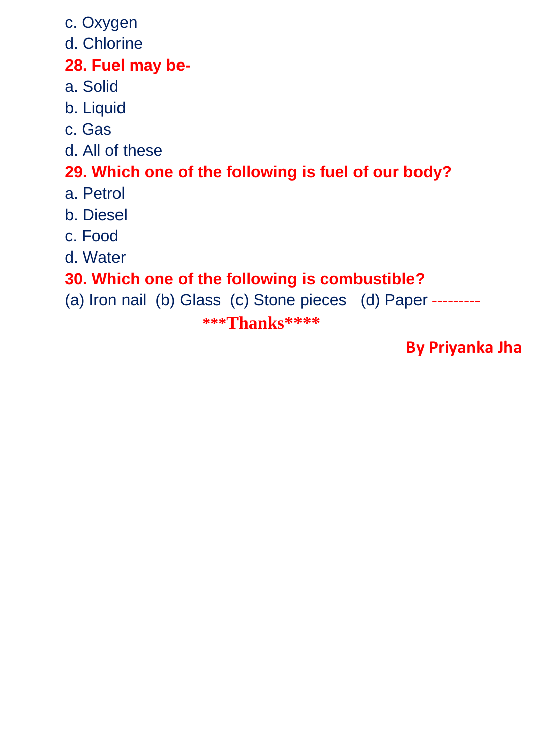c. Oxygen

d. Chlorine

**28. Fuel may be-**

a. Solid

b. Liquid

c. Gas

d. All of these

**29. Which one of the following is fuel of our body?**

a. Petrol

b. Diesel

c. Food

d. Water

**30. Which one of the following is combustible?**

(a) Iron nail (b) Glass (c) Stone pieces (d) Paper ---------

**\*\*\*Thanks\*\*\*\***

**By Priyanka Jha**